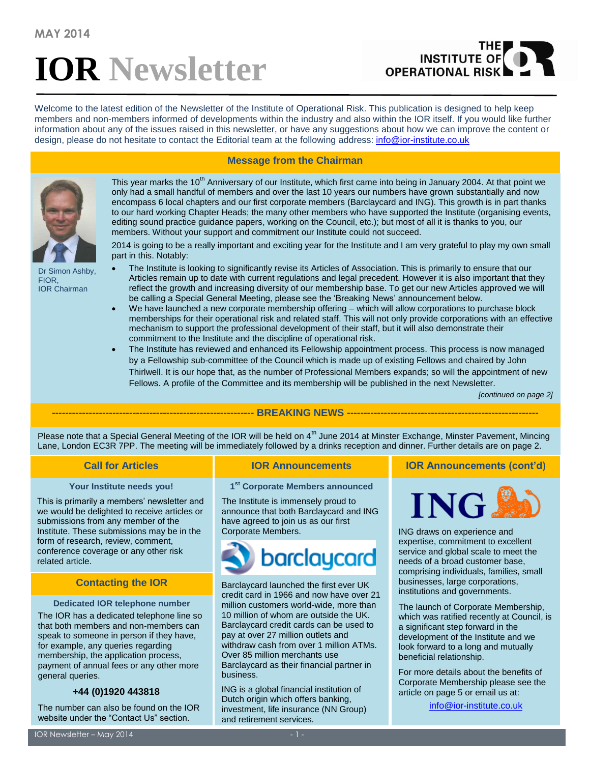MAY 2014

# IOR Newsletter

Welcome to the latest edition of the Newsletter of the Institute of Operational Risk. This publication is designed to help keep members and non-members informed of developments within the industry and also within the IOR itself. If you would like further information about any of the issues raised in this newsletter, or have any suggestions about how we can improve the content or design, please do not hesitate to contact the Editorial team at the following address: info@ior-institute.co.uk

## Message from the Chairman

Dr Simon Ashby, FIOR, IOR Chairman

This year marks the 10th Anniversary of our Institute, which first came into being in January 2004. At that point we only had a small handful of members and over the last 10 years our numbers have grown substantially and now encompass 6 local chapters and our first corporate members (Barclaycard and ING). This growth is in part thanks to our hard working Chapter Heads; the many other members who have supported the Institute (organising events, editing sound practice guidance papers, working on the Council, etc.); but most of all it is thanks to you, our members. Without your support and commitment our Institute could not succeed.

2014 is going to be a really important and exciting year for the Institute and I am very grateful to play my own small part in this. Notably:

- The Institute is looking to significantly revise its Articles of Association. This is primarily to ensure that our Articles remain up to date with current regulations and legal precedent. However it is also important that they reflect the growth and increasing diversity of our membership base. To get our new Articles approved we will be calling a Special General Meeting, please see the 'Breaking News' announcement below.
- We have launched a new corporate membership offering – which will allow corporations to purchase block memberships for their operational risk and related staff. This will not only provide corporations with an effective mechanism to support the professional development of their staff, but it will also demonstrate their commitment to the Institute and the discipline of operational risk.
- The Institute has reviewed and enhanced its Fellowship appointment process. This process is now managed by a Fellowship sub-committee of the Council which is made up of existing Fellows and chaired by John Thirlwell. It is our hope that, as the number of Professional Members expands; so will the appointment of new Fellows. A profile of the Committee and its membership will be published in the next Newsletter.

*[continued on page 2]*

## BREAKING NEWS

Please note that a Special General Meeting of the IOR will be held on 4th June 2014 at Minster Exchange, Minster Pavement, Mincing Lane, London EC3R 7PP. The meeting will be immediately followed by a drinks reception and dinner. Further details are on page 2.

## Call for Articles

### Your Institute needs you!

This is primarily a members' newsletter and we would be delighted to receive articles or submissions from any member of the Institute. These submissions may be in the form of research, review, comment, conference coverage or any other risk related article.

## Contacting the IOR

### Dedicated IOR telephone number

The IOR has a dedicated telephone line so that both members and non-members can speak to someone in person if they have, for example, any queries regarding membership, the application process, payment of annual fees or any other more general queries.

**+44 (0)1920 443818**

The number can also be found on the IOR website under the "Contact Us" section.

## IOR Announcements

### 1st Corporate Members announced

The Institute is immensely proud to announce that both Barclaycard and ING have agreed to join us as our first Corporate Members.

Barclaycard launched the first ever UK credit card in 1966 and now have over 21 million customers world-wide, more than 10 million of whom are outside the UK. Barclaycard credit cards can be used to pay at over 27 million outlets and withdraw cash from over 1 million ATMs. Over 85 million merchants use Barclaycard as their financial partner in business.

ING is a global financial institution of Dutch origin which offers banking, investment, life insurance (NN Group) and retirement services.

## IOR Announcements (cont'd)

ING draws on experience and expertise, commitment to excellent service and global scale to meet the needs of a broad customer base, comprising individuals, families, small businesses, large corporations, institutions and governments.

The launch of Corporate Membership, which was ratified recently at Council, is a significant step forward in the development of the Institute and we look forward to a long and mutually beneficial relationship.

For more details about the benefits of Corporate Membership please see the article on page 5 or email us at:

info@ior-institute.co.uk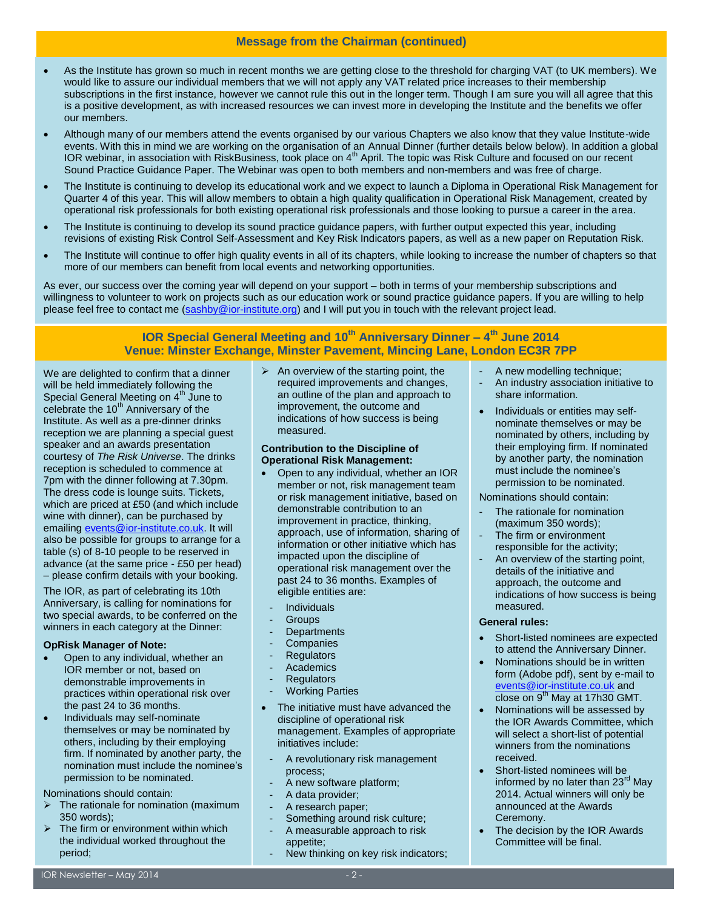## Message from the Chairman (continued)

- As the Institute has grown so much in recent months we are getting close to the threshold for charging VAT (to UK members). We would like to assure our individual members that we will not apply any VAT related price increases to their membership subscriptions in the first instance, however we cannot rule this out in the longer term. Though I am sure you will all agree that this is a positive development, as with increased resources we can invest more in developing the Institute and the benefits we offer our members.
- Although many of our members attend the events organised by our various Chapters we also know that they value Institute-wide events. With this in mind we are working on the organisation of an Annual Dinner (further details below below). In addition a global IOR webinar, in association with RiskBusiness, took place on 4th April. The topic was Risk Culture and focused on our recent Sound Practice Guidance Paper. The Webinar was open to both members and non-members and was free of charge.
- The Institute is continuing to develop its educational work and we expect to launch a Diploma in Operational Risk Management for Quarter 4 of this year. This will allow members to obtain a high quality qualification in Operational Risk Management, created by operational risk professionals for both existing operational risk professionals and those looking to pursue a career in the area.
- The Institute is continuing to develop its sound practice guidance papers, with further output expected this year, including revisions of existing Risk Control Self-Assessment and Key Risk Indicators papers, as well as a new paper on Reputation Risk.
- The Institute will continue to offer high quality events in all of its chapters, while looking to increase the number of chapters so that more of our members can benefit from local events and networking opportunities.

As ever, our success over the coming year will depend on your support – both in terms of your membership subscriptions and willingness to volunteer to work on projects such as our education work or sound practice guidance papers. If you are willing to help please feel free to contact me (sashby@ior-institute.org) and I will put you in touch with the relevant project lead.

## IOR Special General Meeting and 10th Anniversary Dinner – 4th June 2014
## Venue: Minster Exchange, Minster Pavement, Mincing Lane, London EC3R 7PP

We are delighted to confirm that a dinner will be held immediately following the Special General Meeting on 4th June to celebrate the 10th Anniversary of the Institute. As well as a pre-dinner drinks reception we are planning a special guest speaker and an awards presentation courtesy of *The Risk Universe*. The drinks reception is scheduled to commence at 7pm with the dinner following at 7.30pm. The dress code is lounge suits. Tickets, which are priced at £50 (and which include wine with dinner), can be purchased by emailing events@ior-institute.co.uk. It will also be possible for groups to arrange for a table (s) of 8-10 people to be reserved in advance (at the same price - £50 per head) – please confirm details with your booking.

The IOR, as part of celebrating its 10th Anniversary, is calling for nominations for two special awards, to be conferred on the winners in each category at the Dinner:

**OpRisk Manager of Note:**

- Open to any individual, whether an IOR member or not, based on demonstrable improvements in practices within operational risk over the past 24 to 36 months.
- Individuals may self-nominate themselves or may be nominated by others, including by their employing firm. If nominated by another party, the nomination must include the nominee's permission to be nominated.

Nominations should contain:

- The rationale for nomination (maximum 350 words);
- The firm or environment within which the individual worked throughout the period;
- An overview of the starting point, the required improvements and changes, an outline of the plan and approach to improvement, the outcome and indications of how success is being measured.

**Contribution to the Discipline of Operational Risk Management:**

- Open to any individual, whether an IOR member or not, risk management team or risk management initiative, based on demonstrable contribution to an improvement in practice, thinking, approach, use of information, sharing of information or other initiative which has impacted upon the discipline of operational risk management over the past 24 to 36 months. Examples of eligible entities are:
  - Individuals
  - Groups
  - Departments
  - Companies
  - Regulators
  - Academics
  - Regulators
  - Working Parties
- The initiative must have advanced the discipline of operational risk management. Examples of appropriate initiatives include:
  - A revolutionary risk management process;
  - A new software platform;
  - A data provider;
  - A research paper;
  - Something around risk culture;
  - A measurable approach to risk appetite;
  - New thinking on key risk indicators;
  - A new modelling technique;
  - An industry association initiative to share information.
- Individuals or entities may self-nominate themselves or may be nominated by others, including by their employing firm. If nominated by another party, the nomination must include the nominee's permission to be nominated.

Nominations should contain:

- The rationale for nomination (maximum 350 words);
- The firm or environment responsible for the activity;
- An overview of the starting point, details of the initiative and approach, the outcome and indications of how success is being measured.

**General rules:**

- Short-listed nominees are expected to attend the Anniversary Dinner.
- Nominations should be in written form (Adobe pdf), sent by e-mail to events@ior-institute.co.uk and close on 9th May at 17h30 GMT.
- Nominations will be assessed by the IOR Awards Committee, which will select a short-list of potential winners from the nominations received.
- Short-listed nominees will be informed by no later than 23rd May 2014. Actual winners will only be announced at the Awards Ceremony.
- The decision by the IOR Awards Committee will be final.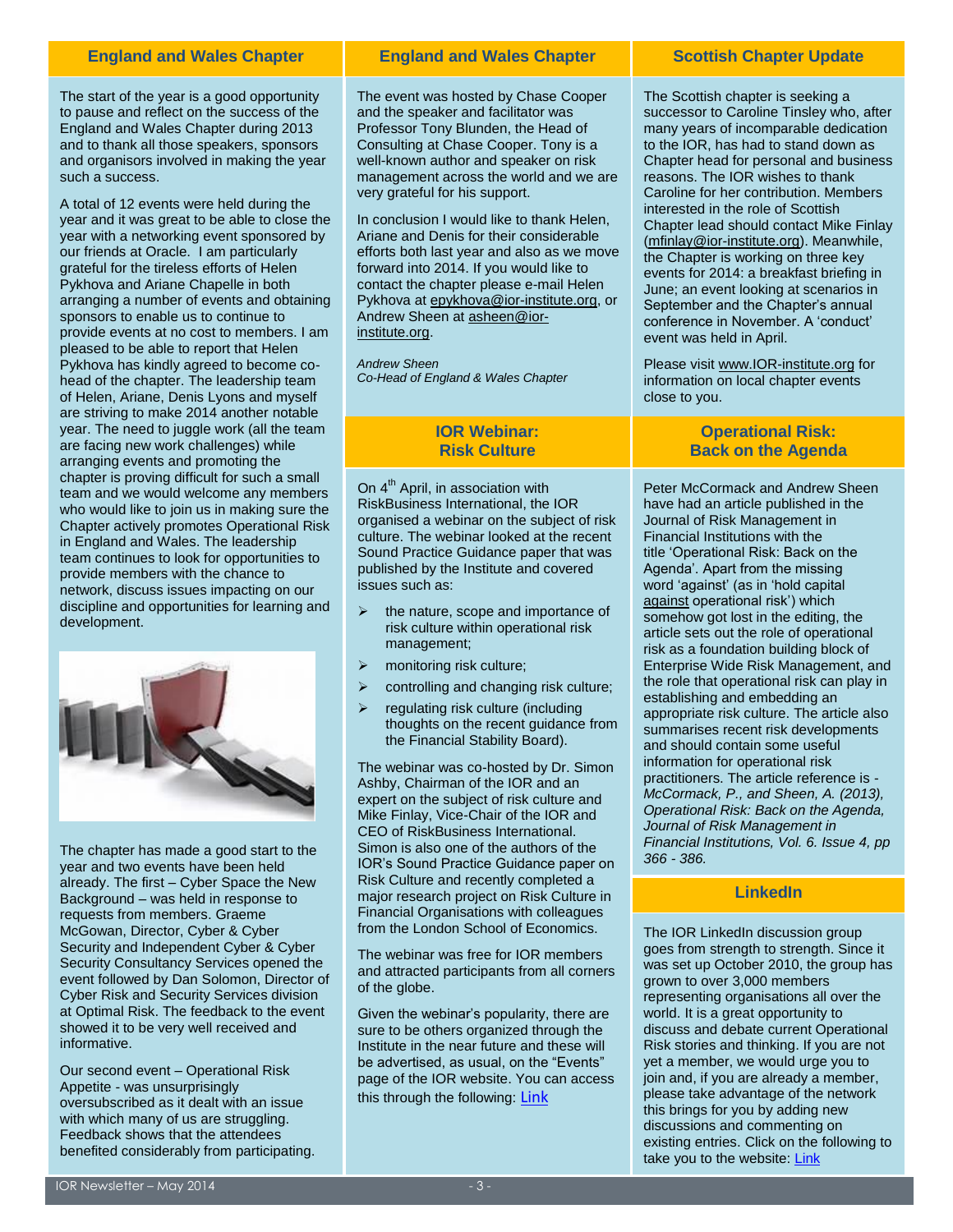## England and Wales Chapter

The start of the year is a good opportunity to pause and reflect on the success of the England and Wales Chapter during 2013 and to thank all those speakers, sponsors and organisors involved in making the year such a success.

A total of 12 events were held during the year and it was great to be able to close the year with a networking event sponsored by our friends at Oracle. I am particularly grateful for the tireless efforts of Helen Pykhova and Ariane Chapelle in both arranging a number of events and obtaining sponsors to enable us to continue to provide events at no cost to members. I am pleased to be able to report that Helen Pykhova has kindly agreed to become co-head of the chapter. The leadership team of Helen, Ariane, Denis Lyons and myself are striving to make 2014 another notable year. The need to juggle work (all the team are facing new work challenges) while arranging events and promoting the chapter is proving difficult for such a small team and we would welcome any members who would like to join us in making sure the Chapter actively promotes Operational Risk in England and Wales. The leadership team continues to look for opportunities to provide members with the chance to network, discuss issues impacting on our discipline and opportunities for learning and development.

The chapter has made a good start to the year and two events have been held already. The first – Cyber Space the New Background – was held in response to requests from members. Graeme McGowan, Director, Cyber & Cyber Security and Independent Cyber & Cyber Security Consultancy Services opened the event followed by Dan Solomon, Director of Cyber Risk and Security Services division at Optimal Risk. The feedback to the event showed it to be very well received and informative.

Our second event – Operational Risk Appetite - was unsurprisingly oversubscribed as it dealt with an issue with which many of us are struggling. Feedback shows that the attendees benefited considerably from participating.

## England and Wales Chapter

The event was hosted by Chase Cooper and the speaker and facilitator was Professor Tony Blunden, the Head of Consulting at Chase Cooper. Tony is a well-known author and speaker on risk management across the world and we are very grateful for his support.

In conclusion I would like to thank Helen, Ariane and Denis for their considerable efforts both last year and also as we move forward into 2014. If you would like to contact the chapter please e-mail Helen Pykhova at epykhova@ior-institute.org, or Andrew Sheen at asheen@ior-institute.org.

*Andrew Sheen*
*Co-Head of England & Wales Chapter*

## IOR Webinar: Risk Culture

On 4th April, in association with RiskBusiness International, the IOR organised a webinar on the subject of risk culture. The webinar looked at the recent Sound Practice Guidance paper that was published by the Institute and covered issues such as:

- the nature, scope and importance of risk culture within operational risk management;
- monitoring risk culture;
- controlling and changing risk culture;
- regulating risk culture (including thoughts on the recent guidance from the Financial Stability Board).

The webinar was co-hosted by Dr. Simon Ashby, Chairman of the IOR and an expert on the subject of risk culture and Mike Finlay, Vice-Chair of the IOR and CEO of RiskBusiness International. Simon is also one of the authors of the IOR's Sound Practice Guidance paper on Risk Culture and recently completed a major research project on Risk Culture in Financial Organisations with colleagues from the London School of Economics.

The webinar was free for IOR members and attracted participants from all corners of the globe.

Given the webinar's popularity, there are sure to be others organized through the Institute in the near future and these will be advertised, as usual, on the "Events" page of the IOR website. You can access this through the following: Link

## Scottish Chapter Update

The Scottish chapter is seeking a successor to Caroline Tinsley who, after many years of incomparable dedication to the IOR, has had to stand down as Chapter head for personal and business reasons. The IOR wishes to thank Caroline for her contribution. Members interested in the role of Scottish Chapter lead should contact Mike Finlay (mfinlay@ior-institute.org). Meanwhile, the Chapter is working on three key events for 2014: a breakfast briefing in June; an event looking at scenarios in September and the Chapter's annual conference in November. A 'conduct' event was held in April.

Please visit www.IOR-institute.org for information on local chapter events close to you.

## Operational Risk: Back on the Agenda

Peter McCormack and Andrew Sheen have had an article published in the Journal of Risk Management in Financial Institutions with the title 'Operational Risk: Back on the Agenda'. Apart from the missing word 'against' (as in 'hold capital against operational risk') which somehow got lost in the editing, the article sets out the role of operational risk as a foundation building block of Enterprise Wide Risk Management, and the role that operational risk can play in establishing and embedding an appropriate risk culture. The article also summarises recent risk developments and should contain some useful information for operational risk practitioners. The article reference is - *McCormack, P., and Sheen, A. (2013), Operational Risk: Back on the Agenda, Journal of Risk Management in Financial Institutions, Vol. 6. Issue 4, pp 366 - 386.*

## LinkedIn

The IOR LinkedIn discussion group goes from strength to strength. Since it was set up October 2010, the group has grown to over 3,000 members representing organisations all over the world. It is a great opportunity to discuss and debate current Operational Risk stories and thinking. If you are not yet a member, we would urge you to join and, if you are already a member, please take advantage of the network this brings for you by adding new discussions and commenting on existing entries. Click on the following to take you to the website: Link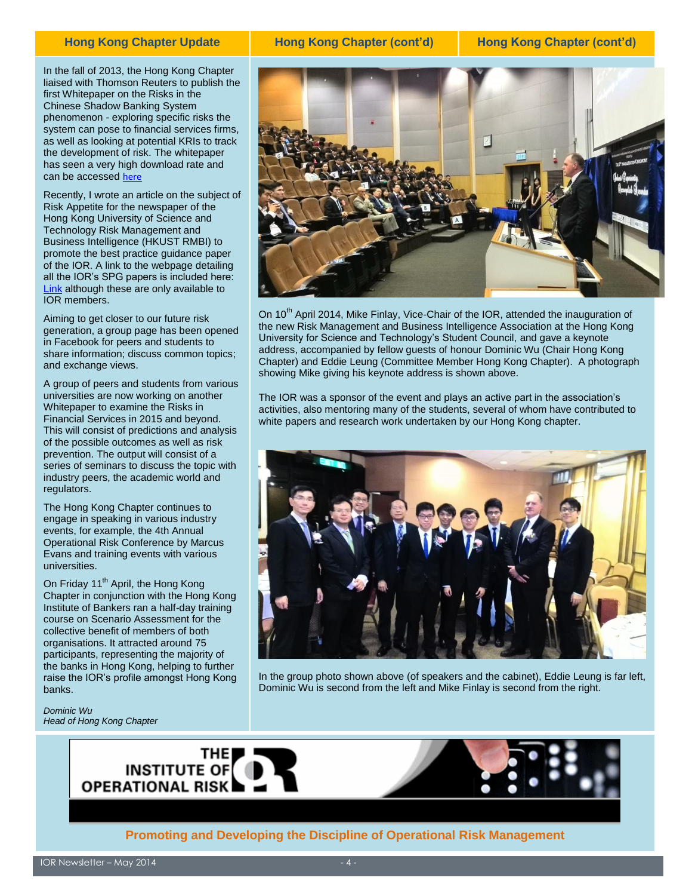## Hong Kong Chapter Update

In the fall of 2013, the Hong Kong Chapter liaised with Thomson Reuters to publish the first Whitepaper on the Risks in the Chinese Shadow Banking System phenomenon - exploring specific risks the system can pose to financial services firms, as well as looking at potential KRIs to track the development of risk. The whitepaper has seen a very high download rate and can be accessed here

Recently, I wrote an article on the subject of Risk Appetite for the newspaper of the Hong Kong University of Science and Technology Risk Management and Business Intelligence (HKUST RMBI) to promote the best practice guidance paper of the IOR. A link to the webpage detailing all the IOR's SPG papers is included here: Link although these are only available to IOR members.

Aiming to get closer to our future risk generation, a group page has been opened in Facebook for peers and students to share information; discuss common topics; and exchange views.

A group of peers and students from various universities are now working on another Whitepaper to examine the Risks in Financial Services in 2015 and beyond. This will consist of predictions and analysis of the possible outcomes as well as risk prevention. The output will consist of a series of seminars to discuss the topic with industry peers, the academic world and regulators.

The Hong Kong Chapter continues to engage in speaking in various industry events, for example, the 4th Annual Operational Risk Conference by Marcus Evans and training events with various universities.

On Friday 11th April, the Hong Kong Chapter in conjunction with the Hong Kong Institute of Bankers ran a half-day training course on Scenario Assessment for the collective benefit of members of both organisations. It attracted around 75 participants, representing the majority of the banks in Hong Kong, helping to further raise the IOR's profile amongst Hong Kong banks.

*Dominic Wu*
*Head of Hong Kong Chapter*

## Hong Kong Chapter (cont'd)

On 10th April 2014, Mike Finlay, Vice-Chair of the IOR, attended the inauguration of the new Risk Management and Business Intelligence Association at the Hong Kong University for Science and Technology's Student Council, and gave a keynote address, accompanied by fellow guests of honour Dominic Wu (Chair Hong Kong Chapter) and Eddie Leung (Committee Member Hong Kong Chapter). A photograph showing Mike giving his keynote address is shown above.

The IOR was a sponsor of the event and plays an active part in the association's activities, also mentoring many of the students, several of whom have contributed to white papers and research work undertaken by our Hong Kong chapter.

In the group photo shown above (of speakers and the cabinet), Eddie Leung is far left, Dominic Wu is second from the left and Mike Finlay is second from the right.

THE INSTITUTE OF OPERATIONAL RISK

**Promoting and Developing the Discipline of Operational Risk Management**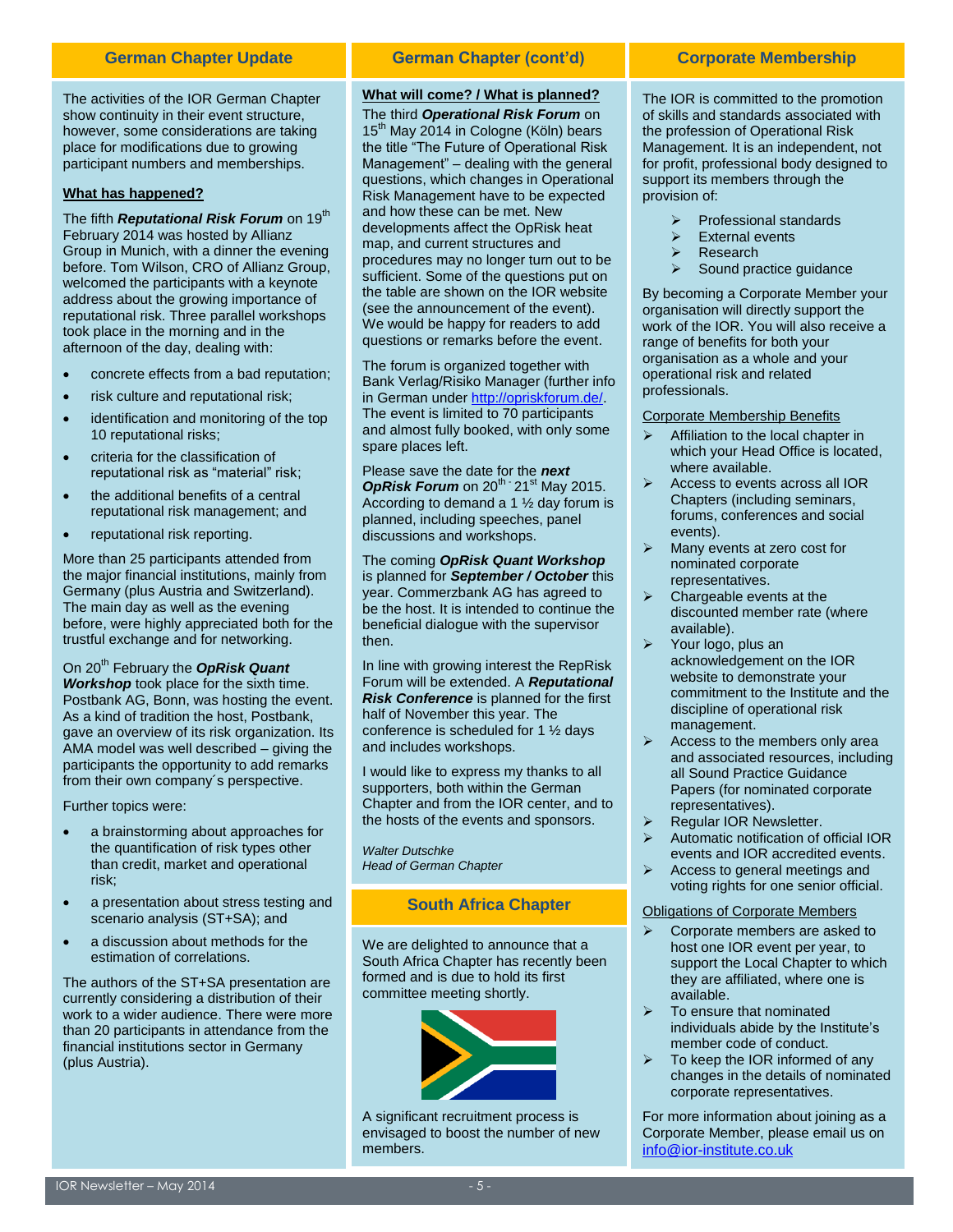## German Chapter Update

The activities of the IOR German Chapter show continuity in their event structure, however, some considerations are taking place for modifications due to growing participant numbers and memberships.

**What has happened?**

The fifth ***Reputational Risk Forum*** on 19th February 2014 was hosted by Allianz Group in Munich, with a dinner the evening before. Tom Wilson, CRO of Allianz Group, welcomed the participants with a keynote address about the growing importance of reputational risk. Three parallel workshops took place in the morning and in the afternoon of the day, dealing with:

- concrete effects from a bad reputation;
- risk culture and reputational risk;
- identification and monitoring of the top 10 reputational risks;
- criteria for the classification of reputational risk as "material" risk;
- the additional benefits of a central reputational risk management; and
- reputational risk reporting.

More than 25 participants attended from the major financial institutions, mainly from Germany (plus Austria and Switzerland). The main day as well as the evening before, were highly appreciated both for the trustful exchange and for networking.

On 20th February the ***OpRisk Quant Workshop*** took place for the sixth time. Postbank AG, Bonn, was hosting the event. As a kind of tradition the host, Postbank, gave an overview of its risk organization. Its AMA model was well described – giving the participants the opportunity to add remarks from their own company´s perspective.

Further topics were:

- a brainstorming about approaches for the quantification of risk types other than credit, market and operational risk;
- a presentation about stress testing and scenario analysis (ST+SA); and
- a discussion about methods for the estimation of correlations.

The authors of the ST+SA presentation are currently considering a distribution of their work to a wider audience. There were more than 20 participants in attendance from the financial institutions sector in Germany (plus Austria).

## German Chapter (cont'd)

**What will come? / What is planned?**

The third ***Operational Risk Forum*** on 15th May 2014 in Cologne (Köln) bears the title "The Future of Operational Risk Management" – dealing with the general questions, which changes in Operational Risk Management have to be expected and how these can be met. New developments affect the OpRisk heat map, and current structures and procedures may no longer turn out to be sufficient. Some of the questions put on the table are shown on the IOR website (see the announcement of the event). We would be happy for readers to add questions or remarks before the event.

The forum is organized together with Bank Verlag/Risiko Manager (further info in German under http://opriskforum.de/. The event is limited to 70 participants and almost fully booked, with only some spare places left.

Please save the date for the ***next OpRisk Forum*** on 20th - 21st May 2015. According to demand a 1 ½ day forum is planned, including speeches, panel discussions and workshops.

The coming ***OpRisk Quant Workshop*** is planned for ***September / October*** this year. Commerzbank AG has agreed to be the host. It is intended to continue the beneficial dialogue with the supervisor then.

In line with growing interest the RepRisk Forum will be extended. A ***Reputational Risk Conference*** is planned for the first half of November this year. The conference is scheduled for 1 ½ days and includes workshops.

I would like to express my thanks to all supporters, both within the German Chapter and from the IOR center, and to the hosts of the events and sponsors.

*Walter Dutschke*
*Head of German Chapter*

## South Africa Chapter

We are delighted to announce that a South Africa Chapter has recently been formed and is due to hold its first committee meeting shortly.

A significant recruitment process is envisaged to boost the number of new members.

## Corporate Membership

The IOR is committed to the promotion of skills and standards associated with the profession of Operational Risk Management. It is an independent, not for profit, professional body designed to support its members through the provision of:

- Professional standards
- External events
- Research
- Sound practice guidance

By becoming a Corporate Member your organisation will directly support the work of the IOR. You will also receive a range of benefits for both your organisation as a whole and your operational risk and related professionals.

Corporate Membership Benefits

- Affiliation to the local chapter in which your Head Office is located, where available.
- Access to events across all IOR Chapters (including seminars, forums, conferences and social events).
- Many events at zero cost for nominated corporate representatives.
- Chargeable events at the discounted member rate (where available).
- Your logo, plus an acknowledgement on the IOR website to demonstrate your commitment to the Institute and the discipline of operational risk management.
- Access to the members only area and associated resources, including all Sound Practice Guidance Papers (for nominated corporate representatives).
- Regular IOR Newsletter.
- Automatic notification of official IOR events and IOR accredited events.
- Access to general meetings and voting rights for one senior official.

Obligations of Corporate Members

- Corporate members are asked to host one IOR event per year, to support the Local Chapter to which they are affiliated, where one is available.
- To ensure that nominated individuals abide by the Institute's member code of conduct.
- To keep the IOR informed of any changes in the details of nominated corporate representatives.

For more information about joining as a Corporate Member, please email us on info@ior-institute.co.uk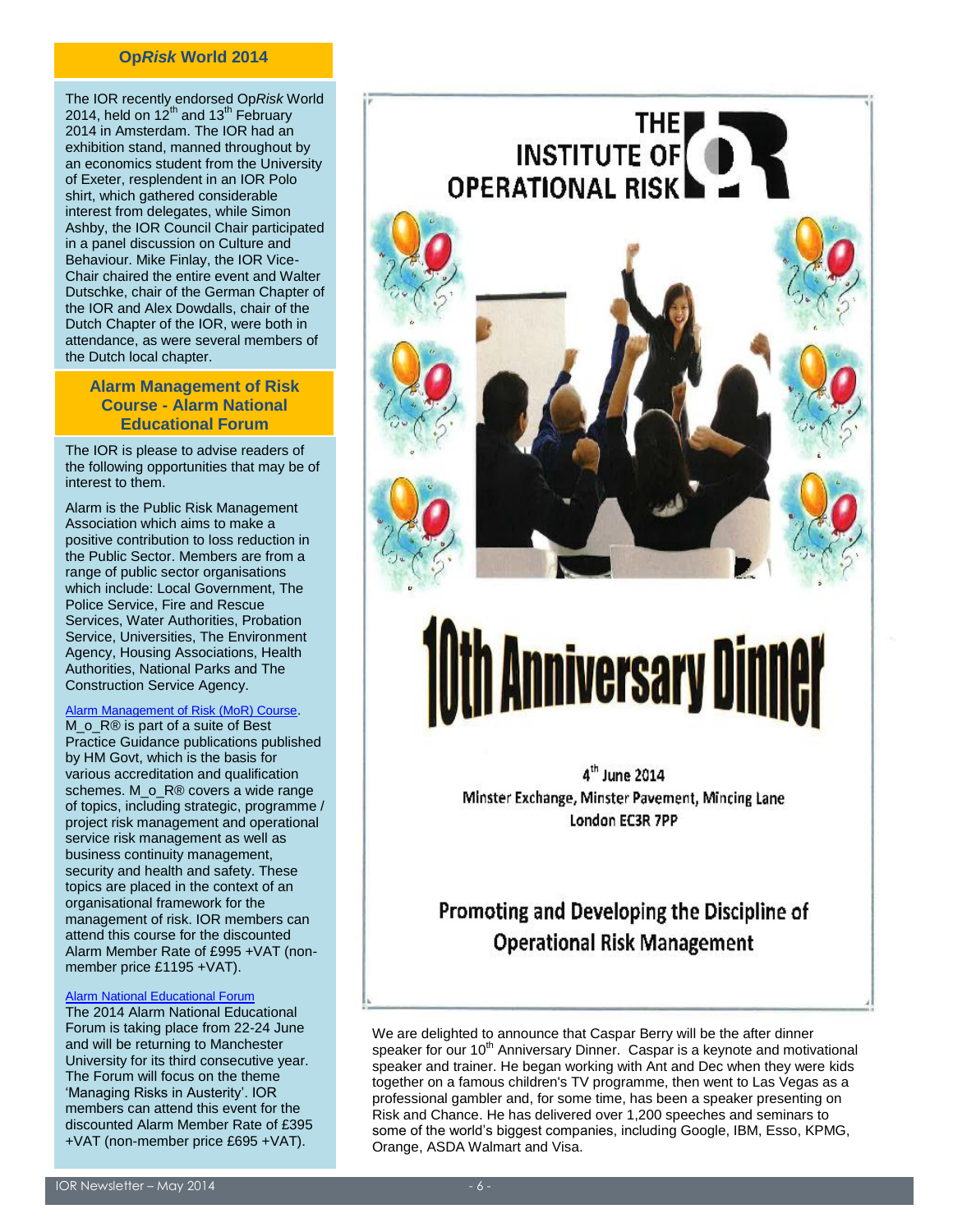## Op*Risk* World 2014

The IOR recently endorsed Op*Risk* World 2014, held on 12th and 13th February 2014 in Amsterdam. The IOR had an exhibition stand, manned throughout by an economics student from the University of Exeter, resplendent in an IOR Polo shirt, which gathered considerable interest from delegates, while Simon Ashby, the IOR Council Chair participated in a panel discussion on Culture and Behaviour. Mike Finlay, the IOR Vice-Chair chaired the entire event and Walter Dutschke, chair of the German Chapter of the IOR and Alex Dowdalls, chair of the Dutch Chapter of the IOR, were both in attendance, as were several members of the Dutch local chapter.

## Alarm Management of Risk Course - Alarm National Educational Forum

The IOR is please to advise readers of the following opportunities that may be of interest to them.

Alarm is the Public Risk Management Association which aims to make a positive contribution to loss reduction in the Public Sector. Members are from a range of public sector organisations which include: Local Government, The Police Service, Fire and Rescue Services, Water Authorities, Probation Service, Universities, The Environment Agency, Housing Associations, Health Authorities, National Parks and The Construction Service Agency.

Alarm Management of Risk (MoR) Course.
M_o_R® is part of a suite of Best Practice Guidance publications published by HM Govt, which is the basis for various accreditation and qualification schemes. M_o_R® covers a wide range of topics, including strategic, programme / project risk management and operational service risk management as well as business continuity management, security and health and safety. These topics are placed in the context of an organisational framework for the management of risk. IOR members can attend this course for the discounted Alarm Member Rate of £995 +VAT (non-member price £1195 +VAT).

Alarm National Educational Forum
The 2014 Alarm National Educational Forum is taking place from 22-24 June and will be returning to Manchester University for its third consecutive year. The Forum will focus on the theme 'Managing Risks in Austerity'. IOR members can attend this event for the discounted Alarm Member Rate of £395 +VAT (non-member price £695 +VAT).

THE INSTITUTE OF OPERATIONAL RISK

# 10th Anniversary Dinner

4th June 2014
Minster Exchange, Minster Pavement, Mincing Lane
London EC3R 7PP

**Promoting and Developing the Discipline of Operational Risk Management**

We are delighted to announce that Caspar Berry will be the after dinner speaker for our 10th Anniversary Dinner. Caspar is a keynote and motivational speaker and trainer. He began working with Ant and Dec when they were kids together on a famous children's TV programme, then went to Las Vegas as a professional gambler and, for some time, has been a speaker presenting on Risk and Chance. He has delivered over 1,200 speeches and seminars to some of the world's biggest companies, including Google, IBM, Esso, KPMG, Orange, ASDA Walmart and Visa.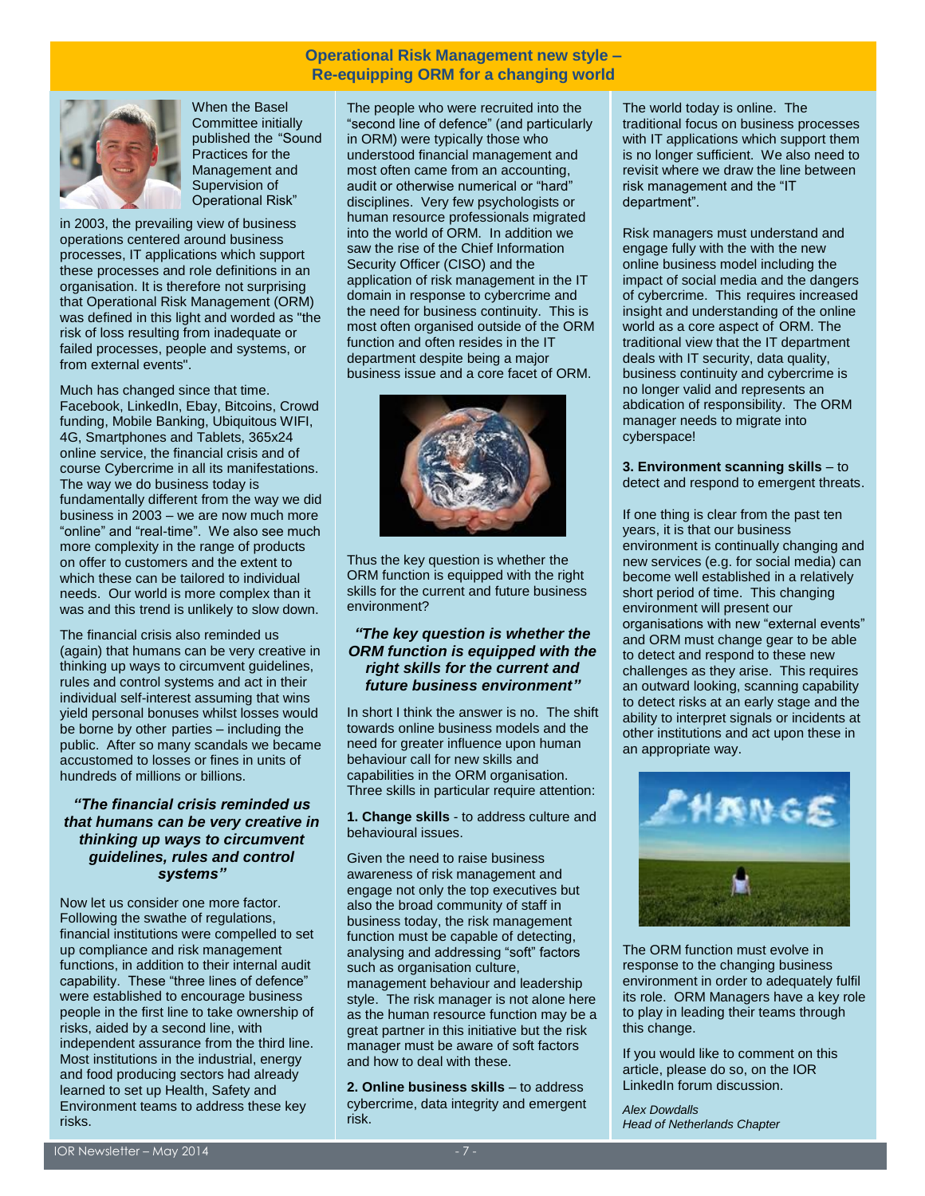# Operational Risk Management new style – Re-equipping ORM for a changing world

When the Basel Committee initially published the "Sound Practices for the Management and Supervision of Operational Risk" in 2003, the prevailing view of business operations centered around business processes, IT applications which support these processes and role definitions in an organisation. It is therefore not surprising that Operational Risk Management (ORM) was defined in this light and worded as "the risk of loss resulting from inadequate or failed processes, people and systems, or from external events".

Much has changed since that time. Facebook, LinkedIn, Ebay, Bitcoins, Crowd funding, Mobile Banking, Ubiquitous WIFI, 4G, Smartphones and Tablets, 365x24 online service, the financial crisis and of course Cybercrime in all its manifestations. The way we do business today is fundamentally different from the way we did business in 2003 – we are now much more "online" and "real-time". We also see much more complexity in the range of products on offer to customers and the extent to which these can be tailored to individual needs. Our world is more complex than it was and this trend is unlikely to slow down.

The financial crisis also reminded us (again) that humans can be very creative in thinking up ways to circumvent guidelines, rules and control systems and act in their individual self-interest assuming that wins yield personal bonuses whilst losses would be borne by other parties – including the public. After so many scandals we became accustomed to losses or fines in units of hundreds of millions or billions.

> ***"The financial crisis reminded us that humans can be very creative in thinking up ways to circumvent guidelines, rules and control systems"***

Now let us consider one more factor. Following the swathe of regulations, financial institutions were compelled to set up compliance and risk management functions, in addition to their internal audit capability. These "three lines of defence" were established to encourage business people in the first line to take ownership of risks, aided by a second line, with independent assurance from the third line. Most institutions in the industrial, energy and food producing sectors had already learned to set up Health, Safety and Environment teams to address these key risks.

The people who were recruited into the "second line of defence" (and particularly in ORM) were typically those who understood financial management and most often came from an accounting, audit or otherwise numerical or "hard" disciplines. Very few psychologists or human resource professionals migrated into the world of ORM. In addition we saw the rise of the Chief Information Security Officer (CISO) and the application of risk management in the IT domain in response to cybercrime and the need for business continuity. This is most often organised outside of the ORM function and often resides in the IT department despite being a major business issue and a core facet of ORM.

Thus the key question is whether the ORM function is equipped with the right skills for the current and future business environment?

> ***"The key question is whether the ORM function is equipped with the right skills for the current and future business environment"***

In short I think the answer is no. The shift towards online business models and the need for greater influence upon human behaviour call for new skills and capabilities in the ORM organisation. Three skills in particular require attention:

**1. Change skills** - to address culture and behavioural issues.

Given the need to raise business awareness of risk management and engage not only the top executives but also the broad community of staff in business today, the risk management function must be capable of detecting, analysing and addressing "soft" factors such as organisation culture, management behaviour and leadership style. The risk manager is not alone here as the human resource function may be a great partner in this initiative but the risk manager must be aware of soft factors and how to deal with these.

**2. Online business skills** – to address cybercrime, data integrity and emergent risk.

The world today is online. The traditional focus on business processes with IT applications which support them is no longer sufficient. We also need to revisit where we draw the line between risk management and the "IT department".

Risk managers must understand and engage fully with the with the new online business model including the impact of social media and the dangers of cybercrime. This requires increased insight and understanding of the online world as a core aspect of ORM. The traditional view that the IT department deals with IT security, data quality, business continuity and cybercrime is no longer valid and represents an abdication of responsibility. The ORM manager needs to migrate into cyberspace!

**3. Environment scanning skills** – to detect and respond to emergent threats.

If one thing is clear from the past ten years, it is that our business environment is continually changing and new services (e.g. for social media) can become well established in a relatively short period of time. This changing environment will present our organisations with new "external events" and ORM must change gear to be able to detect and respond to these new challenges as they arise. This requires an outward looking, scanning capability to detect risks at an early stage and the ability to interpret signals or incidents at other institutions and act upon these in an appropriate way.

The ORM function must evolve in response to the changing business environment in order to adequately fulfil its role. ORM Managers have a key role to play in leading their teams through this change.

If you would like to comment on this article, please do so, on the IOR LinkedIn forum discussion.

*Alex Dowdalls*
*Head of Netherlands Chapter*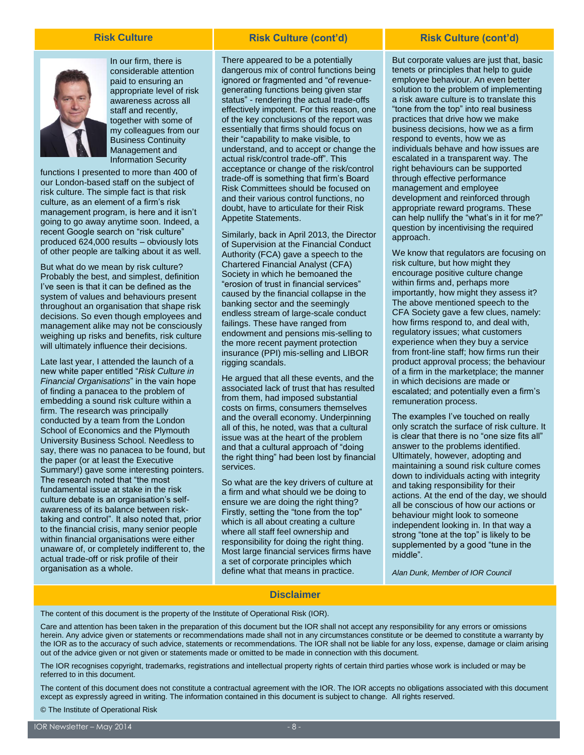## Risk Culture

In our firm, there is considerable attention paid to ensuring an appropriate level of risk awareness across all staff and recently, together with some of my colleagues from our Business Continuity Management and Information Security functions I presented to more than 400 of our London-based staff on the subject of risk culture. The simple fact is that risk culture, as an element of a firm's risk management program, is here and it isn't going to go away anytime soon. Indeed, a recent Google search on "risk culture" produced 624,000 results – obviously lots of other people are talking about it as well.

But what do we mean by risk culture? Probably the best, and simplest, definition I've seen is that it can be defined as the system of values and behaviours present throughout an organisation that shape risk decisions. So even though employees and management alike may not be consciously weighing up risks and benefits, risk culture will ultimately influence their decisions.

Late last year, I attended the launch of a new white paper entitled "*Risk Culture in Financial Organisations*" in the vain hope of finding a panacea to the problem of embedding a sound risk culture within a firm. The research was principally conducted by a team from the London School of Economics and the Plymouth University Business School. Needless to say, there was no panacea to be found, but the paper (or at least the Executive Summary!) gave some interesting pointers. The research noted that "the most fundamental issue at stake in the risk culture debate is an organisation's self-awareness of its balance between risk-taking and control". It also noted that, prior to the financial crisis, many senior people within financial organisations were either unaware of, or completely indifferent to, the actual trade-off or risk profile of their organisation as a whole.

There appeared to be a potentially dangerous mix of control functions being ignored or fragmented and "of revenue-generating functions being given star status" - rendering the actual trade-offs effectively impotent. For this reason, one of the key conclusions of the report was essentially that firms should focus on their "capability to make visible, to understand, and to accept or change the actual risk/control trade-off". This acceptance or change of the risk/control trade-off is something that firm's Board Risk Committees should be focused on and their various control functions, no doubt, have to articulate for their Risk Appetite Statements.

Similarly, back in April 2013, the Director of Supervision at the Financial Conduct Authority (FCA) gave a speech to the Chartered Financial Analyst (CFA) Society in which he bemoaned the "erosion of trust in financial services" caused by the financial collapse in the banking sector and the seemingly endless stream of large-scale conduct failings. These have ranged from endowment and pensions mis-selling to the more recent payment protection insurance (PPI) mis-selling and LIBOR rigging scandals.

He argued that all these events, and the associated lack of trust that has resulted from them, had imposed substantial costs on firms, consumers themselves and the overall economy. Underpinning all of this, he noted, was that a cultural issue was at the heart of the problem and that a cultural approach of "doing the right thing" had been lost by financial services.

So what are the key drivers of culture at a firm and what should we be doing to ensure we are doing the right thing? Firstly, setting the "tone from the top" which is all about creating a culture where all staff feel ownership and responsibility for doing the right thing. Most large financial services firms have a set of corporate principles which define what that means in practice.

But corporate values are just that, basic tenets or principles that help to guide employee behaviour. An even better solution to the problem of implementing a risk aware culture is to translate this "tone from the top" into real business practices that drive how we make business decisions, how we as a firm respond to events, how we as individuals behave and how issues are escalated in a transparent way. The right behaviours can be supported through effective performance management and employee development and reinforced through appropriate reward programs. These can help nullify the "what's in it for me?" question by incentivising the required approach.

We know that regulators are focusing on risk culture, but how might they encourage positive culture change within firms and, perhaps more importantly, how might they assess it? The above mentioned speech to the CFA Society gave a few clues, namely: how firms respond to, and deal with, regulatory issues; what customers experience when they buy a service from front-line staff; how firms run their product approval process; the behaviour of a firm in the marketplace; the manner in which decisions are made or escalated; and potentially even a firm's remuneration process.

The examples I've touched on really only scratch the surface of risk culture. It is clear that there is no "one size fits all" answer to the problems identified. Ultimately, however, adopting and maintaining a sound risk culture comes down to individuals acting with integrity and taking responsibility for their actions. At the end of the day, we should all be conscious of how our actions or behaviour might look to someone independent looking in. In that way a strong "tone at the top" is likely to be supplemented by a good "tune in the middle".

*Alan Dunk, Member of IOR Council*

## Disclaimer

The content of this document is the property of the Institute of Operational Risk (IOR).

Care and attention has been taken in the preparation of this document but the IOR shall not accept any responsibility for any errors or omissions herein. Any advice given or statements or recommendations made shall not in any circumstances constitute or be deemed to constitute a warranty by the IOR as to the accuracy of such advice, statements or recommendations. The IOR shall not be liable for any loss, expense, damage or claim arising out of the advice given or not given or statements made or omitted to be made in connection with this document.

The IOR recognises copyright, trademarks, registrations and intellectual property rights of certain third parties whose work is included or may be referred to in this document.

The content of this document does not constitute a contractual agreement with the IOR. The IOR accepts no obligations associated with this document except as expressly agreed in writing. The information contained in this document is subject to change. All rights reserved.

© The Institute of Operational Risk